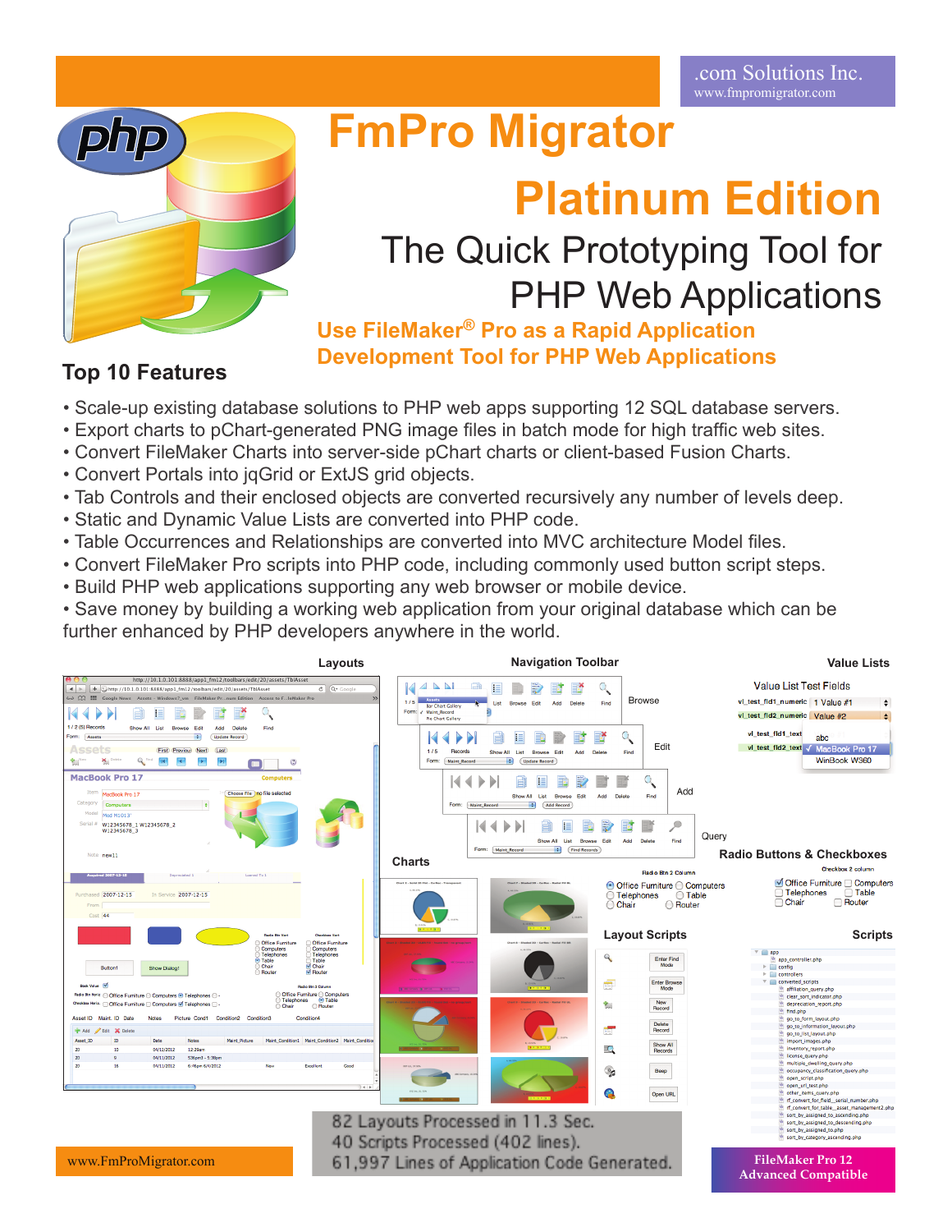.com Solutions Inc.
www.fmpromigrator.com

# FmPro Migrator

# Platinum Edition

## The Quick Prototyping Tool for PHP Web Applications

### Use FileMaker® Pro as a Rapid Application Development Tool for PHP Web Applications

## Top 10 Features

- Scale-up existing database solutions to PHP web apps supporting 12 SQL database servers.
- Export charts to pChart-generated PNG image files in batch mode for high traffic web sites.
- Convert FileMaker Charts into server-side pChart charts or client-based Fusion Charts.
- Convert Portals into jqGrid or ExtJS grid objects.
- Tab Controls and their enclosed objects are converted recursively any number of levels deep.
- Static and Dynamic Value Lists are converted into PHP code.
- Table Occurrences and Relationships are converted into MVC architecture Model files.
- Convert FileMaker Pro scripts into PHP code, including commonly used button script steps.
- Build PHP web applications supporting any web browser or mobile device.
- Save money by building a working web application from your original database which can be further enhanced by PHP developers anywhere in the world.

Layouts

Navigation Toolbar

Value Lists

Charts

Radio Buttons & Checkboxes

Layout Scripts

Scripts

82 Layouts Processed in 11.3 Sec.
40 Scripts Processed (402 lines).
61,997 Lines of Application Code Generated.

www.FmProMigrator.com

FileMaker Pro 12 Advanced Compatible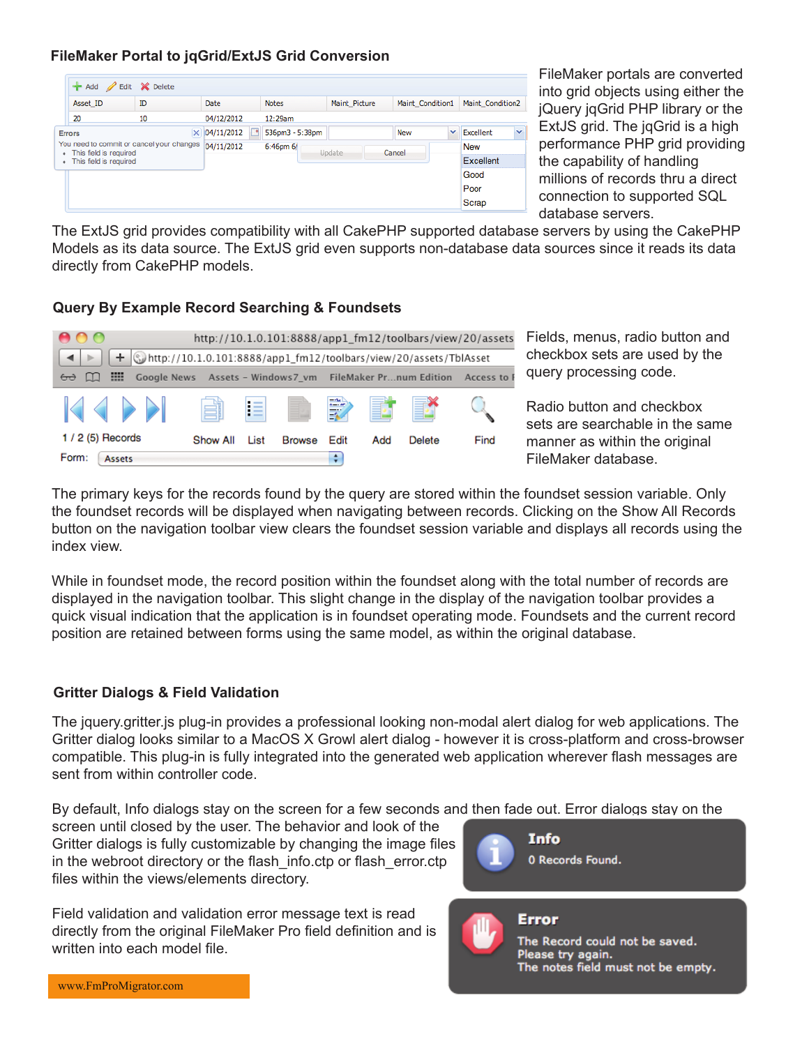### FileMaker Portal to jqGrid/ExtJS Grid Conversion

FileMaker portals are converted into grid objects using either the jQuery jqGrid PHP library or the ExtJS grid. The jqGrid is a high performance PHP grid providing the capability of handling millions of records thru a direct connection to supported SQL database servers.

The ExtJS grid provides compatibility with all CakePHP supported database servers by using the CakePHP Models as its data source. The ExtJS grid even supports non-database data sources since it reads its data directly from CakePHP models.

### Query By Example Record Searching & Foundsets

Fields, menus, radio button and checkbox sets are used by the query processing code.

Radio button and checkbox sets are searchable in the same manner as within the original FileMaker database.

The primary keys for the records found by the query are stored within the foundset session variable. Only the foundset records will be displayed when navigating between records. Clicking on the Show All Records button on the navigation toolbar view clears the foundset session variable and displays all records using the index view.

While in foundset mode, the record position within the foundset along with the total number of records are displayed in the navigation toolbar. This slight change in the display of the navigation toolbar provides a quick visual indication that the application is in foundset operating mode. Foundsets and the current record position are retained between forms using the same model, as within the original database.

### Gritter Dialogs & Field Validation

The jquery.gritter.js plug-in provides a professional looking non-modal alert dialog for web applications. The Gritter dialog looks similar to a MacOS X Growl alert dialog - however it is cross-platform and cross-browser compatible. This plug-in is fully integrated into the generated web application wherever flash messages are sent from within controller code.

By default, Info dialogs stay on the screen for a few seconds and then fade out. Error dialogs stay on the screen until closed by the user. The behavior and look of the Gritter dialogs is fully customizable by changing the image files in the webroot directory or the flash_info.ctp or flash_error.ctp files within the views/elements directory.

Field validation and validation error message text is read directly from the original FileMaker Pro field definition and is written into each model file.

www.FmProMigrator.com